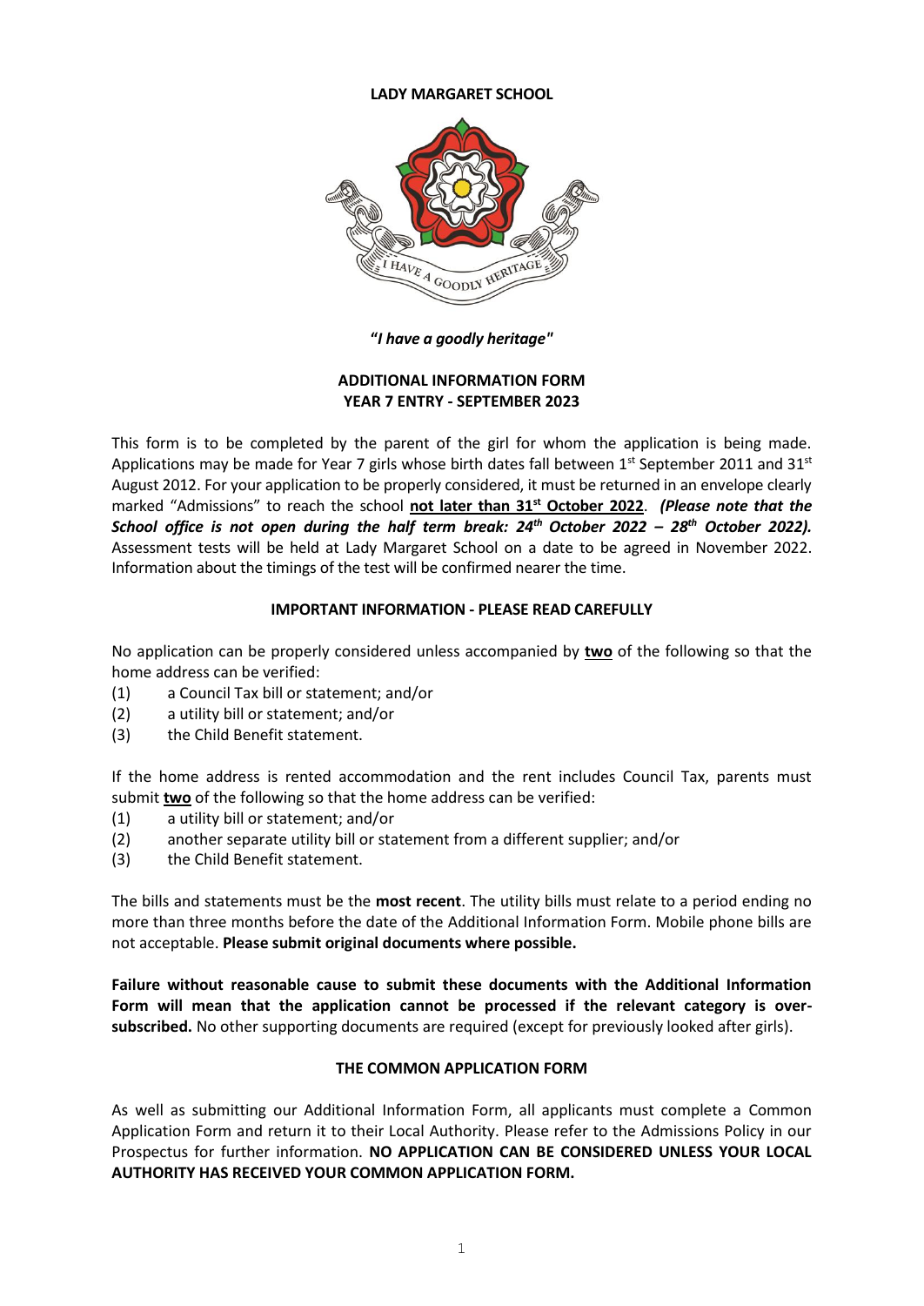**LADY MARGARET SCHOOL**

***"I have a goodly heritage"***

**ADDITIONAL INFORMATION FORM**
**YEAR 7 ENTRY - SEPTEMBER 2023**

This form is to be completed by the parent of the girl for whom the application is being made. Applications may be made for Year 7 girls whose birth dates fall between 1st September 2011 and 31st August 2012. For your application to be properly considered, it must be returned in an envelope clearly marked "Admissions" to reach the school **not later than 31st October 2022**. ***(Please note that the School office is not open during the half term break: 24th October 2022 – 28th October 2022).*** Assessment tests will be held at Lady Margaret School on a date to be agreed in November 2022. Information about the timings of the test will be confirmed nearer the time.

**IMPORTANT INFORMATION - PLEASE READ CAREFULLY**

No application can be properly considered unless accompanied by **two** of the following so that the home address can be verified:

(1) a Council Tax bill or statement; and/or
(2) a utility bill or statement; and/or
(3) the Child Benefit statement.

If the home address is rented accommodation and the rent includes Council Tax, parents must submit **two** of the following so that the home address can be verified:

(1) a utility bill or statement; and/or
(2) another separate utility bill or statement from a different supplier; and/or
(3) the Child Benefit statement.

The bills and statements must be the **most recent**. The utility bills must relate to a period ending no more than three months before the date of the Additional Information Form. Mobile phone bills are not acceptable. **Please submit original documents where possible.**

**Failure without reasonable cause to submit these documents with the Additional Information Form will mean that the application cannot be processed if the relevant category is over-subscribed.** No other supporting documents are required (except for previously looked after girls).

**THE COMMON APPLICATION FORM**

As well as submitting our Additional Information Form, all applicants must complete a Common Application Form and return it to their Local Authority. Please refer to the Admissions Policy in our Prospectus for further information. **NO APPLICATION CAN BE CONSIDERED UNLESS YOUR LOCAL AUTHORITY HAS RECEIVED YOUR COMMON APPLICATION FORM.**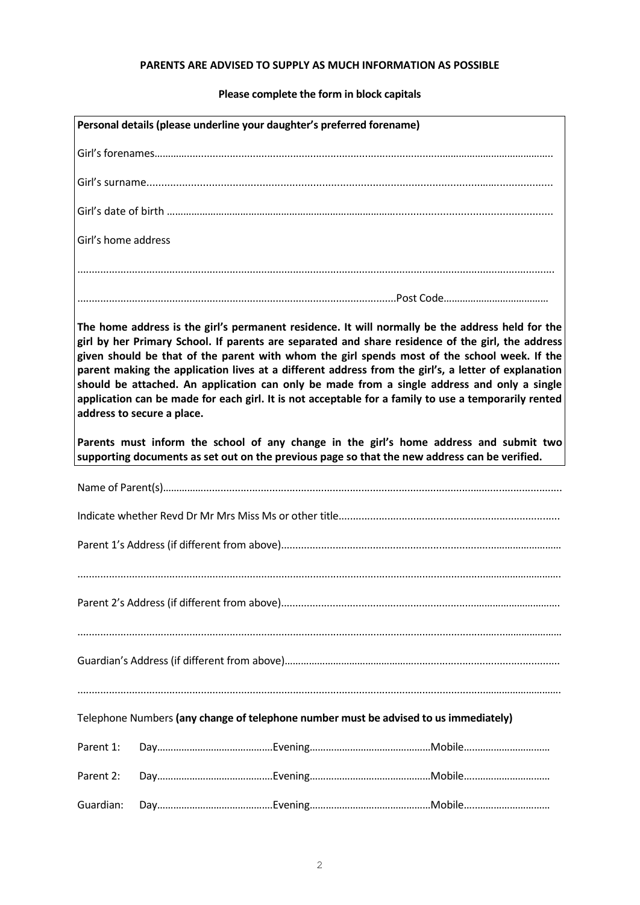**PARENTS ARE ADVISED TO SUPPLY AS MUCH INFORMATION AS POSSIBLE**

**Please complete the form in block capitals**

**Personal details (please underline your daughter's preferred forename)**

Girl's forenames.......................................................................................................................................

Girl's surname.........................................................................................................................................

Girl's date of birth ...................................................................................................................................

Girl's home address

..................................................................................................................................................................

..............................................................................................................Post Code......................................

**The home address is the girl's permanent residence. It will normally be the address held for the girl by her Primary School. If parents are separated and share residence of the girl, the address given should be that of the parent with whom the girl spends most of the school week. If the parent making the application lives at a different address from the girl's, a letter of explanation should be attached. An application can only be made from a single address and only a single application can be made for each girl. It is not acceptable for a family to use a temporarily rented address to secure a place.**

**Parents must inform the school of any change in the girl's home address and submit two supporting documents as set out on the previous page so that the new address can be verified.**

Name of Parent(s).......................................................................................................................................

Indicate whether Revd Dr Mr Mrs Miss Ms or other title............................................................................

Parent 1's Address (if different from above)..................................................................................................

..................................................................................................................................................................

Parent 2's Address (if different from above)..................................................................................................

..................................................................................................................................................................

Guardian's Address (if different from above)..................................................................................................

..................................................................................................................................................................

Telephone Numbers **(any change of telephone number must be advised to us immediately)**

Parent 1: Day.......................................Evening.......................................Mobile..............................

Parent 2: Day.......................................Evening.......................................Mobile..............................

Guardian: Day.......................................Evening.......................................Mobile..............................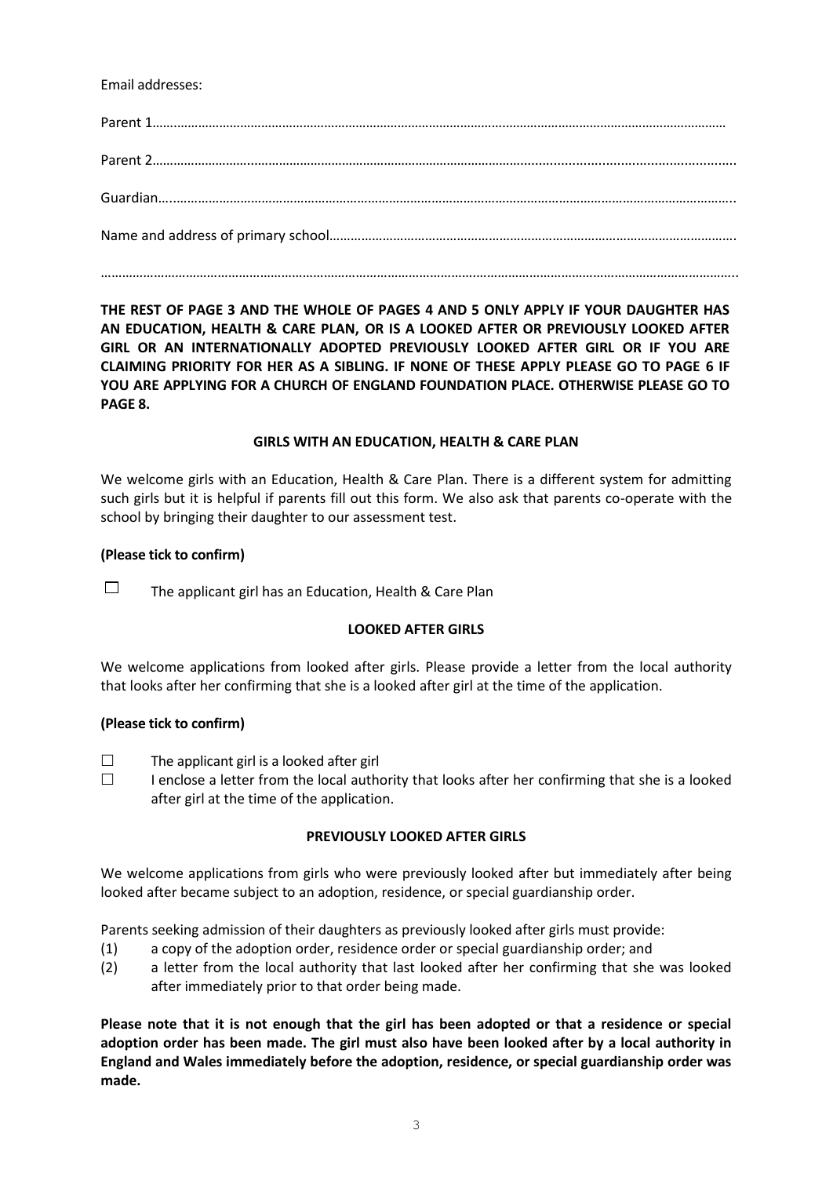Email addresses:

Parent 1………………………………………………………………………………………………………………………………………………

Parent 2……………………………………………………………………………………………………………………………………………..

Guardian…..…………………………………………………………………………………………………………………………………………..

Name and address of primary school…………………………………………………………………………………………………….

………………………………………………………………………………………………………………………………………………………………..

**THE REST OF PAGE 3 AND THE WHOLE OF PAGES 4 AND 5 ONLY APPLY IF YOUR DAUGHTER HAS AN EDUCATION, HEALTH & CARE PLAN, OR IS A LOOKED AFTER OR PREVIOUSLY LOOKED AFTER GIRL OR AN INTERNATIONALLY ADOPTED PREVIOUSLY LOOKED AFTER GIRL OR IF YOU ARE CLAIMING PRIORITY FOR HER AS A SIBLING. IF NONE OF THESE APPLY PLEASE GO TO PAGE 6 IF YOU ARE APPLYING FOR A CHURCH OF ENGLAND FOUNDATION PLACE. OTHERWISE PLEASE GO TO PAGE 8.**

## GIRLS WITH AN EDUCATION, HEALTH & CARE PLAN

We welcome girls with an Education, Health & Care Plan. There is a different system for admitting such girls but it is helpful if parents fill out this form. We also ask that parents co-operate with the school by bringing their daughter to our assessment test.

**(Please tick to confirm)**

☐ The applicant girl has an Education, Health & Care Plan

## LOOKED AFTER GIRLS

We welcome applications from looked after girls. Please provide a letter from the local authority that looks after her confirming that she is a looked after girl at the time of the application.

**(Please tick to confirm)**

☐ The applicant girl is a looked after girl

☐ I enclose a letter from the local authority that looks after her confirming that she is a looked after girl at the time of the application.

## PREVIOUSLY LOOKED AFTER GIRLS

We welcome applications from girls who were previously looked after but immediately after being looked after became subject to an adoption, residence, or special guardianship order.

Parents seeking admission of their daughters as previously looked after girls must provide:

(1) a copy of the adoption order, residence order or special guardianship order; and

(2) a letter from the local authority that last looked after her confirming that she was looked after immediately prior to that order being made.

**Please note that it is not enough that the girl has been adopted or that a residence or special adoption order has been made. The girl must also have been looked after by a local authority in England and Wales immediately before the adoption, residence, or special guardianship order was made.**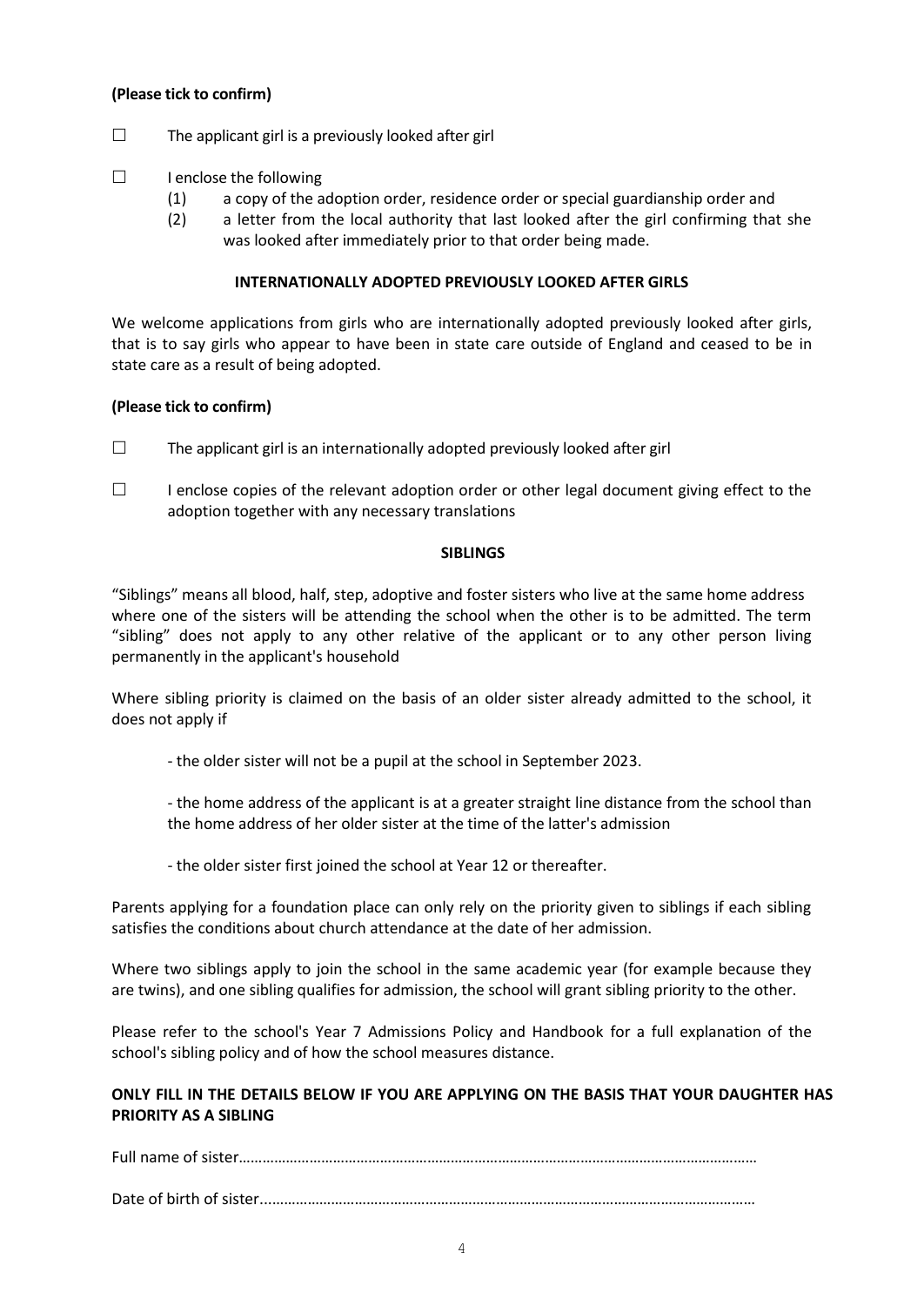**(Please tick to confirm)**

☐ The applicant girl is a previously looked after girl

☐ I enclose the following
   (1) a copy of the adoption order, residence order or special guardianship order and
   (2) a letter from the local authority that last looked after the girl confirming that she was looked after immediately prior to that order being made.

**INTERNATIONALLY ADOPTED PREVIOUSLY LOOKED AFTER GIRLS**

We welcome applications from girls who are internationally adopted previously looked after girls, that is to say girls who appear to have been in state care outside of England and ceased to be in state care as a result of being adopted.

**(Please tick to confirm)**

☐ The applicant girl is an internationally adopted previously looked after girl

☐ I enclose copies of the relevant adoption order or other legal document giving effect to the adoption together with any necessary translations

**SIBLINGS**

"Siblings" means all blood, half, step, adoptive and foster sisters who live at the same home address where one of the sisters will be attending the school when the other is to be admitted. The term "sibling" does not apply to any other relative of the applicant or to any other person living permanently in the applicant's household

Where sibling priority is claimed on the basis of an older sister already admitted to the school, it does not apply if

- the older sister will not be a pupil at the school in September 2023.

- the home address of the applicant is at a greater straight line distance from the school than the home address of her older sister at the time of the latter's admission

- the older sister first joined the school at Year 12 or thereafter.

Parents applying for a foundation place can only rely on the priority given to siblings if each sibling satisfies the conditions about church attendance at the date of her admission.

Where two siblings apply to join the school in the same academic year (for example because they are twins), and one sibling qualifies for admission, the school will grant sibling priority to the other.

Please refer to the school's Year 7 Admissions Policy and Handbook for a full explanation of the school's sibling policy and of how the school measures distance.

**ONLY FILL IN THE DETAILS BELOW IF YOU ARE APPLYING ON THE BASIS THAT YOUR DAUGHTER HAS PRIORITY AS A SIBLING**

Full name of sister……………………………………………………………………………………………………………………

Date of birth of sister..………………………………………………………………………………………………………………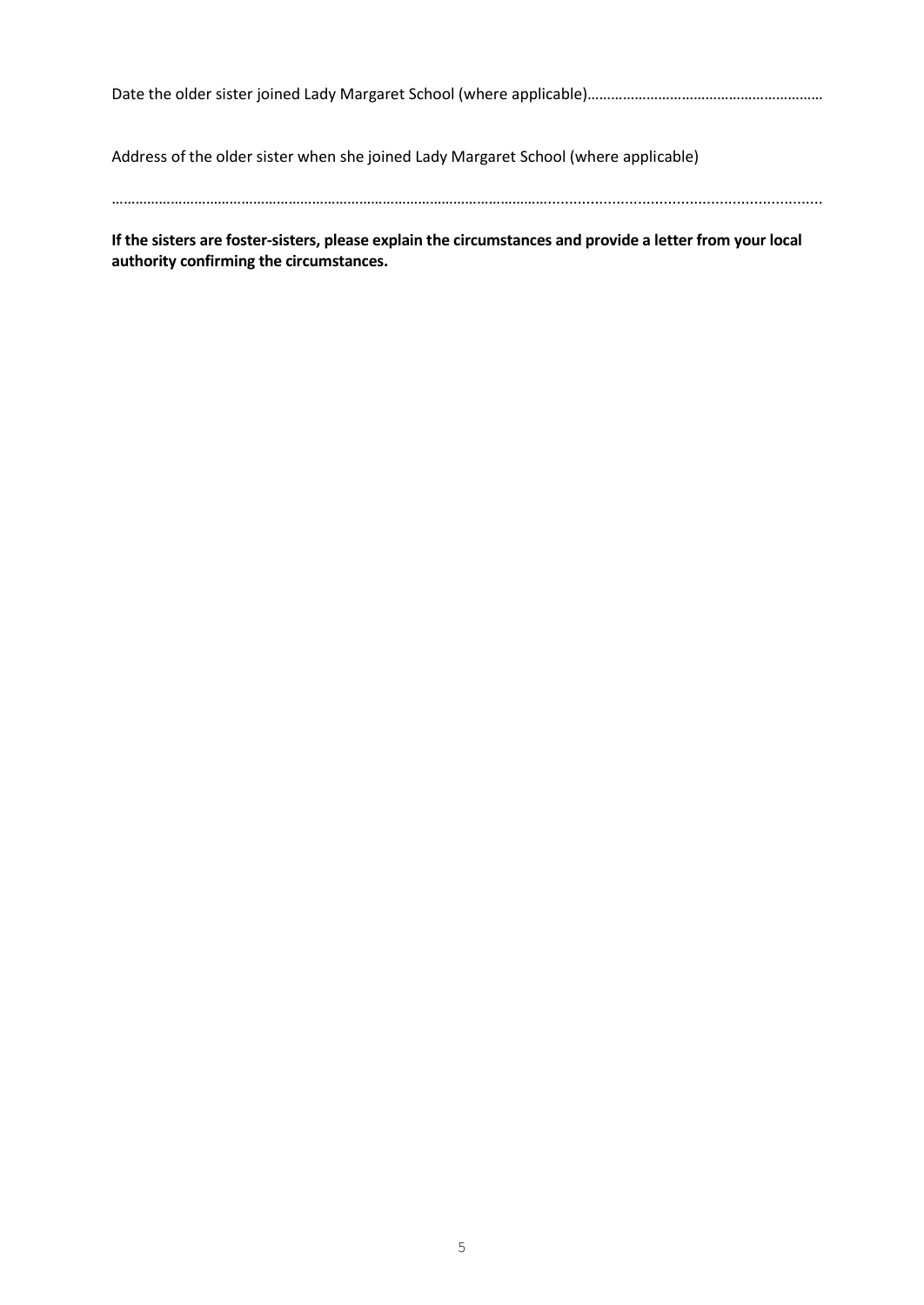Date the older sister joined Lady Margaret School (where applicable)……………………………………………………

Address of the older sister when she joined Lady Margaret School (where applicable)

……………………………………………………………………………………………………......................................................................

**If the sisters are foster-sisters, please explain the circumstances and provide a letter from your local authority confirming the circumstances.**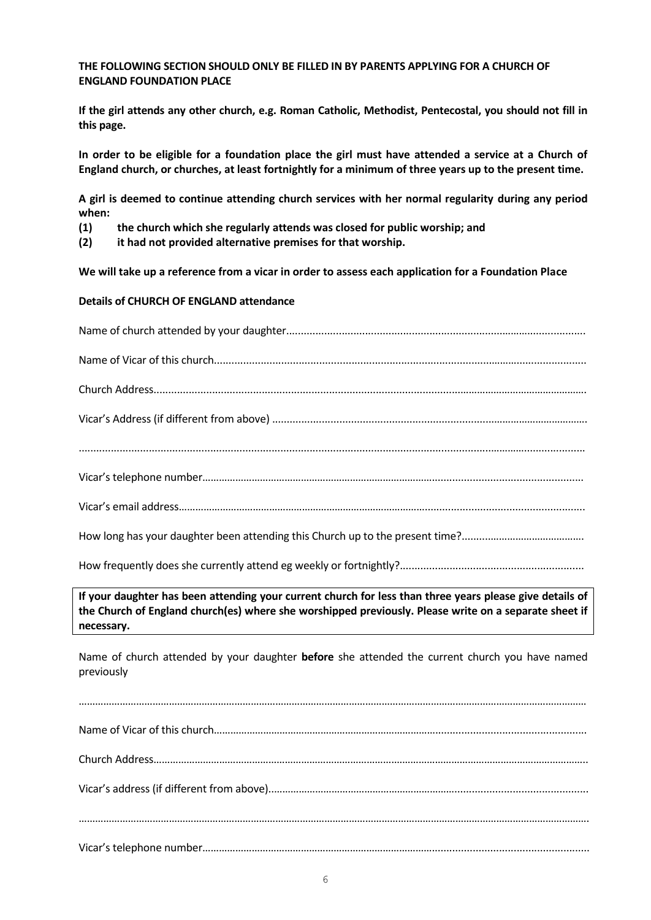**THE FOLLOWING SECTION SHOULD ONLY BE FILLED IN BY PARENTS APPLYING FOR A CHURCH OF ENGLAND FOUNDATION PLACE**

**If the girl attends any other church, e.g. Roman Catholic, Methodist, Pentecostal, you should not fill in this page.**

**In order to be eligible for a foundation place the girl must have attended a service at a Church of England church, or churches, at least fortnightly for a minimum of three years up to the present time.**

**A girl is deemed to continue attending church services with her normal regularity during any period when:**

**(1) the church which she regularly attends was closed for public worship; and**

**(2) it had not provided alternative premises for that worship.**

**We will take up a reference from a vicar in order to assess each application for a Foundation Place**

**Details of CHURCH OF ENGLAND attendance**

Name of church attended by your daughter.....................................................................................................

Name of Vicar of this church..............................................................................................................................

Church Address...................................................................................................................................................

Vicar's Address (if different from above) ............................................................................................................

..........................................................................................................................................................................

Vicar's telephone number....................................................................................................................................

Vicar's email address...........................................................................................................................................

How long has your daughter been attending this Church up to the present time?...........................................

How frequently does she currently attend eg weekly or fortnightly?..............................................................

**If your daughter has been attending your current church for less than three years please give details of the Church of England church(es) where she worshipped previously. Please write on a separate sheet if necessary.**

Name of church attended by your daughter **before** she attended the current church you have named previously

..........................................................................................................................................................................

Name of Vicar of this church...............................................................................................................................

Church Address...................................................................................................................................................

Vicar's address (if different from above).............................................................................................................

..........................................................................................................................................................................

Vicar's telephone number....................................................................................................................................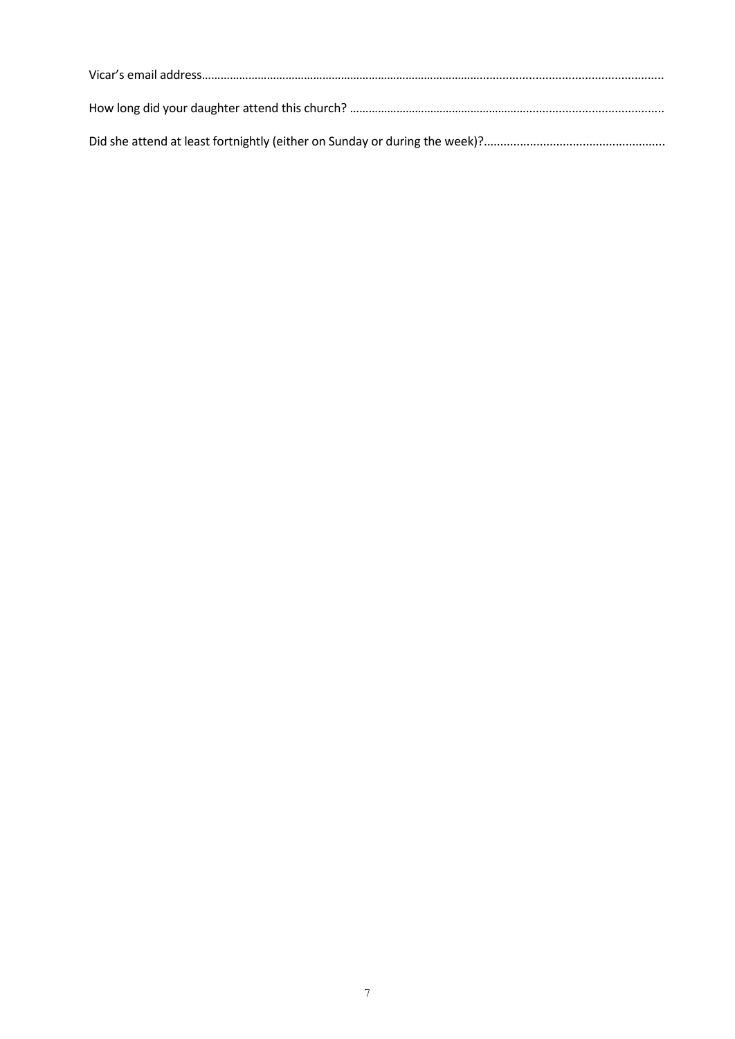Vicar's email address……………………………………………………………………………………………………………………………………

How long did your daughter attend this church? ……………………………………………………………………………………………

Did she attend at least fortnightly (either on Sunday or during the week)?……………………………………………………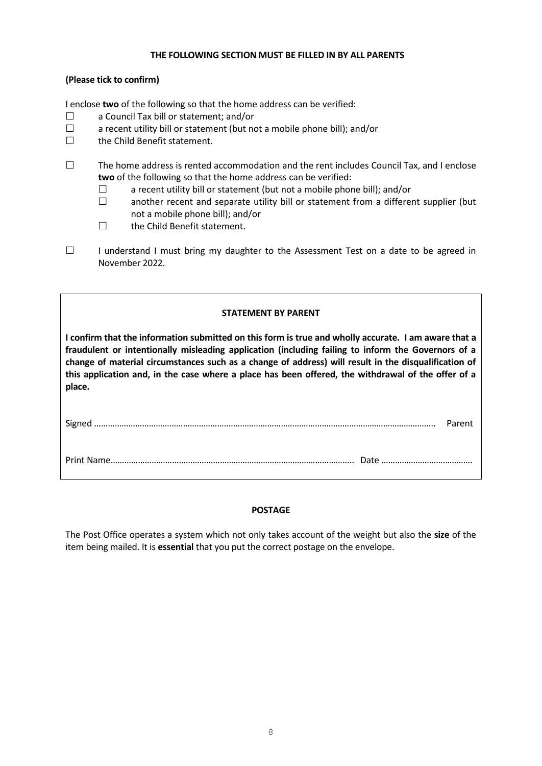**THE FOLLOWING SECTION MUST BE FILLED IN BY ALL PARENTS**

**(Please tick to confirm)**

I enclose **two** of the following so that the home address can be verified:

☐ a Council Tax bill or statement; and/or
☐ a recent utility bill or statement (but not a mobile phone bill); and/or
☐ the Child Benefit statement.

☐ The home address is rented accommodation and the rent includes Council Tax, and I enclose **two** of the following so that the home address can be verified:

- ☐ a recent utility bill or statement (but not a mobile phone bill); and/or
- ☐ another recent and separate utility bill or statement from a different supplier (but not a mobile phone bill); and/or
- ☐ the Child Benefit statement.

☐ I understand I must bring my daughter to the Assessment Test on a date to be agreed in November 2022.

**STATEMENT BY PARENT**

**I confirm that the information submitted on this form is true and wholly accurate. I am aware that a fraudulent or intentionally misleading application (including failing to inform the Governors of a change of material circumstances such as a change of address) will result in the disqualification of this application and, in the case where a place has been offered, the withdrawal of the offer of a place.**

Signed ………………………………………………………………………………………………………………………………….. Parent

Print Name…………………………………………………………………………………………….. Date …………………………………

**POSTAGE**

The Post Office operates a system which not only takes account of the weight but also the **size** of the item being mailed. It is **essential** that you put the correct postage on the envelope.